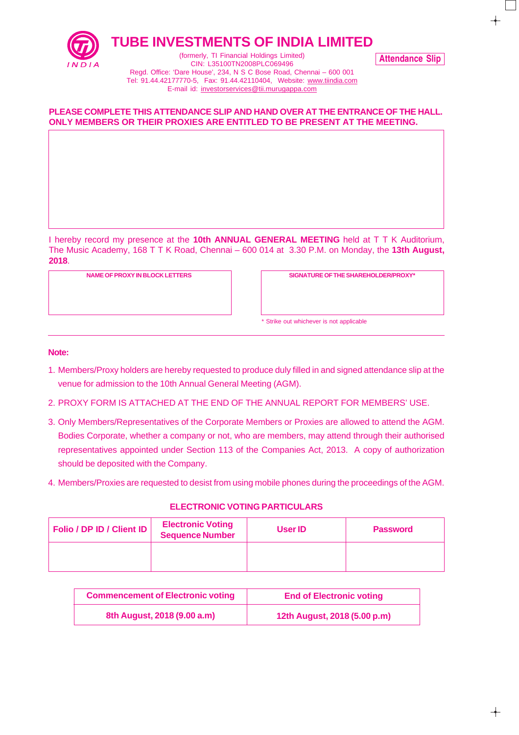# TUBE INVESTMENTS OF INDIA LIMITED

(formerly, TI Financial Holdings Limited)
CIN: L35100TN2008PLC069496
Regd. Office: 'Dare House', 234, N S C Bose Road, Chennai – 600 001
Tel: 91.44.42177770-5, Fax: 91.44.42110404, Website: www.tiindia.com
E-mail id: investorservices@tii.murugappa.com

**Attendance Slip**

**PLEASE COMPLETE THIS ATTENDANCE SLIP AND HAND OVER AT THE ENTRANCE OF THE HALL. ONLY MEMBERS OR THEIR PROXIES ARE ENTITLED TO BE PRESENT AT THE MEETING.**

I hereby record my presence at the **10th ANNUAL GENERAL MEETING** held at T T K Auditorium, The Music Academy, 168 T T K Road, Chennai – 600 014 at 3.30 P.M. on Monday, the **13th August, 2018**.

| NAME OF PROXY IN BLOCK LETTERS | SIGNATURE OF THE SHAREHOLDER/PROXY* |
|---|---|
| | |

\* Strike out whichever is not applicable

**Note:**

1. Members/Proxy holders are hereby requested to produce duly filled in and signed attendance slip at the venue for admission to the 10th Annual General Meeting (AGM).
2. PROXY FORM IS ATTACHED AT THE END OF THE ANNUAL REPORT FOR MEMBERS' USE.
3. Only Members/Representatives of the Corporate Members or Proxies are allowed to attend the AGM. Bodies Corporate, whether a company or not, who are members, may attend through their authorised representatives appointed under Section 113 of the Companies Act, 2013. A copy of authorization should be deposited with the Company.
4. Members/Proxies are requested to desist from using mobile phones during the proceedings of the AGM.

**ELECTRONIC VOTING PARTICULARS**

| Folio / DP ID / Client ID | Electronic Voting Sequence Number | User ID | Password |
|---|---|---|---|
| | | | |

| Commencement of Electronic voting | End of Electronic voting |
|---|---|
| 8th August, 2018 (9.00 a.m) | 12th August, 2018 (5.00 p.m) |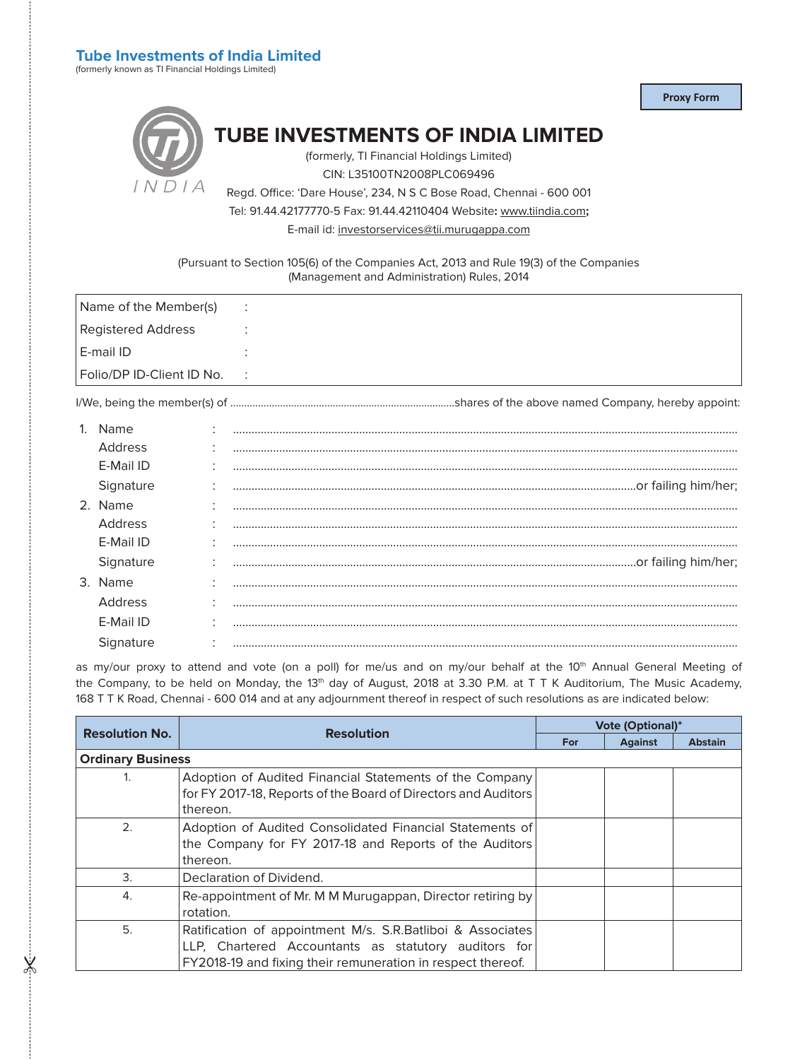**Tube Investments of India Limited**
(formerly known as TI Financial Holdings Limited)

**Proxy Form**

# TUBE INVESTMENTS OF INDIA LIMITED

(formerly, TI Financial Holdings Limited)
CIN: L35100TN2008PLC069496
Regd. Office: 'Dare House', 234, N S C Bose Road, Chennai - 600 001
Tel: 91.44.42177770-5 Fax: 91.44.42110404 Website: www.tiindia.com;
E-mail id: investorservices@tii.murugappa.com

(Pursuant to Section 105(6) of the Companies Act, 2013 and Rule 19(3) of the Companies (Management and Administration) Rules, 2014)

| Name of the Member(s) | : |
|---|---|
| Registered Address | : |
| E-mail ID | : |
| Folio/DP ID-Client ID No. | : |

I/We, being the member(s) of ................................................................................shares of the above named Company, hereby appoint:

1. Name : ...............................................................................................................................................
   Address : ...............................................................................................................................................
   E-Mail ID : ...............................................................................................................................................
   Signature : ...............................................................................................................or failing him/her;
2. Name : ...............................................................................................................................................
   Address : ...............................................................................................................................................
   E-Mail ID : ...............................................................................................................................................
   Signature : ...............................................................................................................or failing him/her;
3. Name : ...............................................................................................................................................
   Address : ...............................................................................................................................................
   E-Mail ID : ...............................................................................................................................................
   Signature : ...............................................................................................................................................

as my/our proxy to attend and vote (on a poll) for me/us and on my/our behalf at the 10th Annual General Meeting of the Company, to be held on Monday, the 13th day of August, 2018 at 3.30 P.M. at T T K Auditorium, The Music Academy, 168 T T K Road, Chennai - 600 014 and at any adjournment thereof in respect of such resolutions as are indicated below:

| Resolution No. | Resolution | Vote (Optional)* | | |
|---|---|---|---|---|
| | | For | Against | Abstain |
| **Ordinary Business** | | | | |
| 1. | Adoption of Audited Financial Statements of the Company for FY 2017-18, Reports of the Board of Directors and Auditors thereon. | | | |
| 2. | Adoption of Audited Consolidated Financial Statements of the Company for FY 2017-18 and Reports of the Auditors thereon. | | | |
| 3. | Declaration of Dividend. | | | |
| 4. | Re-appointment of Mr. M M Murugappan, Director retiring by rotation. | | | |
| 5. | Ratification of appointment M/s. S.R.Batliboi & Associates LLP, Chartered Accountants as statutory auditors for FY2018-19 and fixing their remuneration in respect thereof. | | | |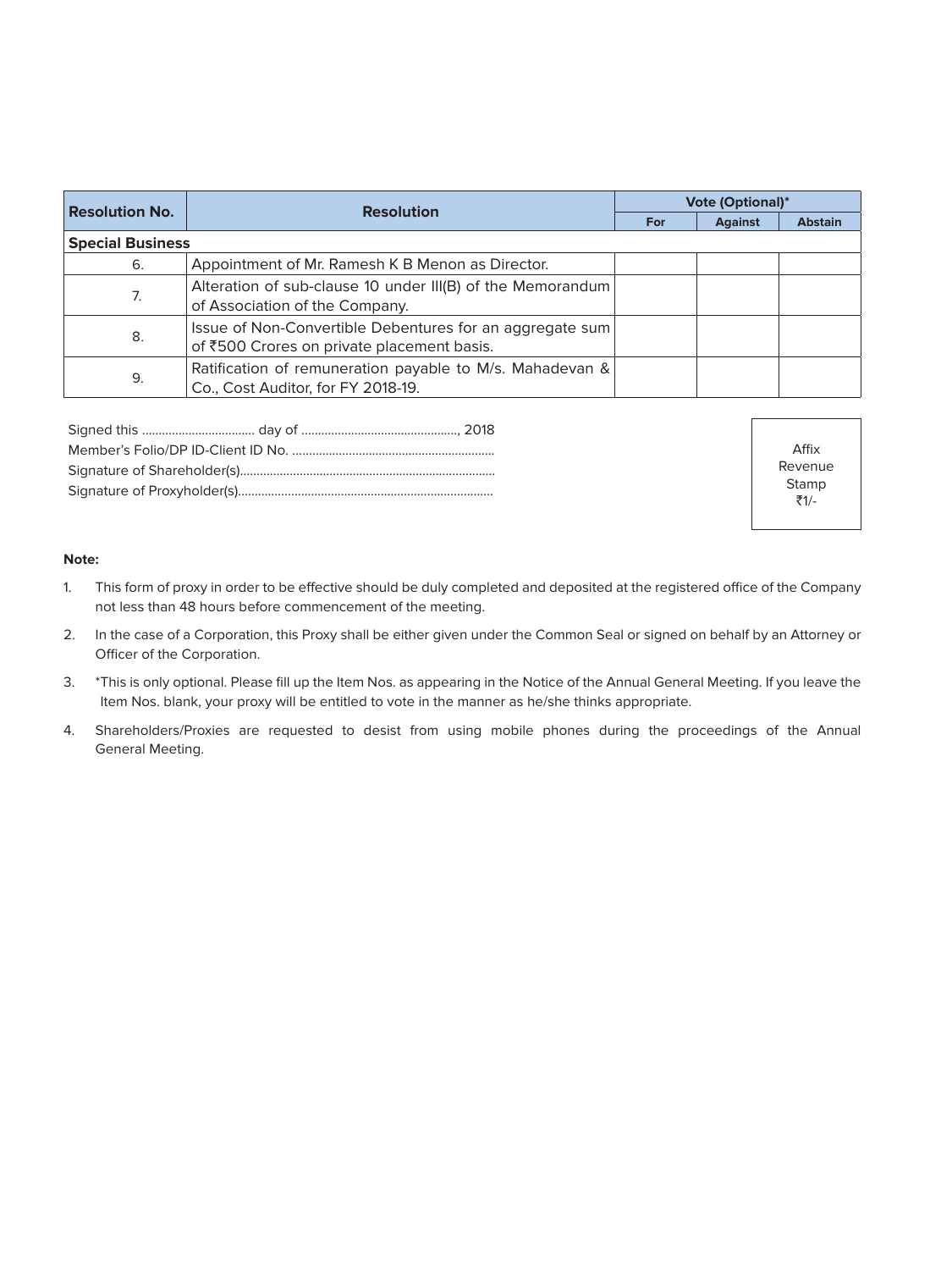| Resolution No. | Resolution | Vote (Optional)* | | |
|---|---|---|---|---|
| | | For | Against | Abstain |
| **Special Business** | | | | |
| 6. | Appointment of Mr. Ramesh K B Menon as Director. | | | |
| 7. | Alteration of sub-clause 10 under III(B) of the Memorandum of Association of the Company. | | | |
| 8. | Issue of Non-Convertible Debentures for an aggregate sum of ₹500 Crores on private placement basis. | | | |
| 9. | Ratification of remuneration payable to M/s. Mahadevan & Co., Cost Auditor, for FY 2018-19. | | | |

Signed this ................................ day of .............................................., 2018

Member's Folio/DP ID-Client ID No. ...........................................................

Signature of Shareholder(s)...........................................................................

Signature of Proxyholder(s)...........................................................................

Affix Revenue Stamp ₹1/-

**Note:**

1. This form of proxy in order to be effective should be duly completed and deposited at the registered office of the Company not less than 48 hours before commencement of the meeting.
2. In the case of a Corporation, this Proxy shall be either given under the Common Seal or signed on behalf by an Attorney or Officer of the Corporation.
3. *This is only optional. Please fill up the Item Nos. as appearing in the Notice of the Annual General Meeting. If you leave the Item Nos. blank, your proxy will be entitled to vote in the manner as he/she thinks appropriate.
4. Shareholders/Proxies are requested to desist from using mobile phones during the proceedings of the Annual General Meeting.